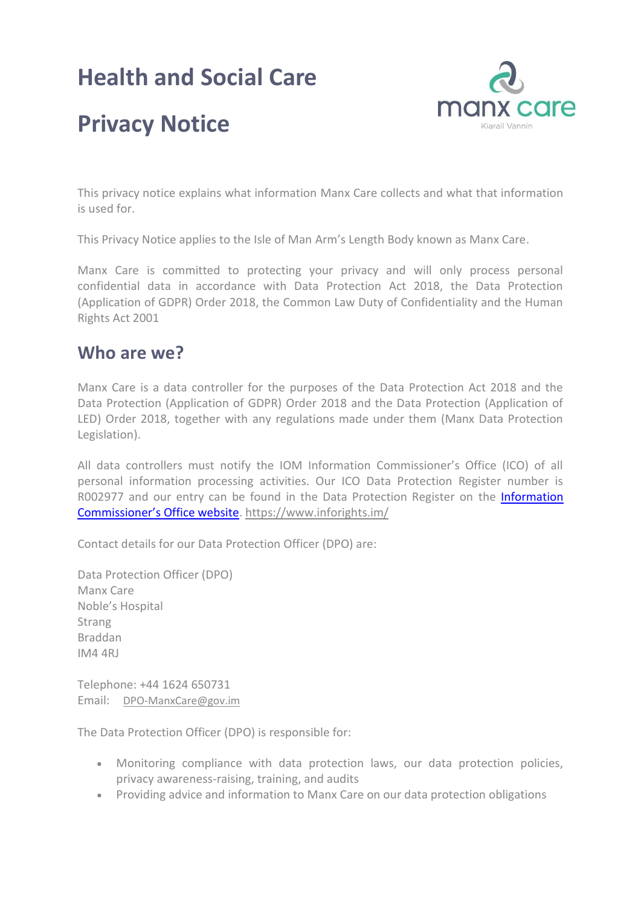# Health and Social Care

# Privacy Notice

This privacy notice explains what information Manx Care collects and what that information is used for.

This Privacy Notice applies to the Isle of Man Arm's Length Body known as Manx Care.

Manx Care is committed to protecting your privacy and will only process personal confidential data in accordance with Data Protection Act 2018, the Data Protection (Application of GDPR) Order 2018, the Common Law Duty of Confidentiality and the Human Rights Act 2001

## Who are we?

Manx Care is a data controller for the purposes of the Data Protection Act 2018 and the Data Protection (Application of GDPR) Order 2018 and the Data Protection (Application of LED) Order 2018, together with any regulations made under them (Manx Data Protection Legislation).

All data controllers must notify the IOM Information Commissioner's Office (ICO) of all personal information processing activities. Our ICO Data Protection Register number is R002977 and our entry can be found in the Data Protection Register on the [Information Commissioner's Office website](https://www.inforights.im/). https://www.inforights.im/

Contact details for our Data Protection Officer (DPO) are:

Data Protection Officer (DPO)
Manx Care
Noble's Hospital
Strang
Braddan
IM4 4RJ

Telephone: +44 1624 650731
Email: DPO-ManxCare@gov.im

The Data Protection Officer (DPO) is responsible for:

- Monitoring compliance with data protection laws, our data protection policies, privacy awareness-raising, training, and audits
- Providing advice and information to Manx Care on our data protection obligations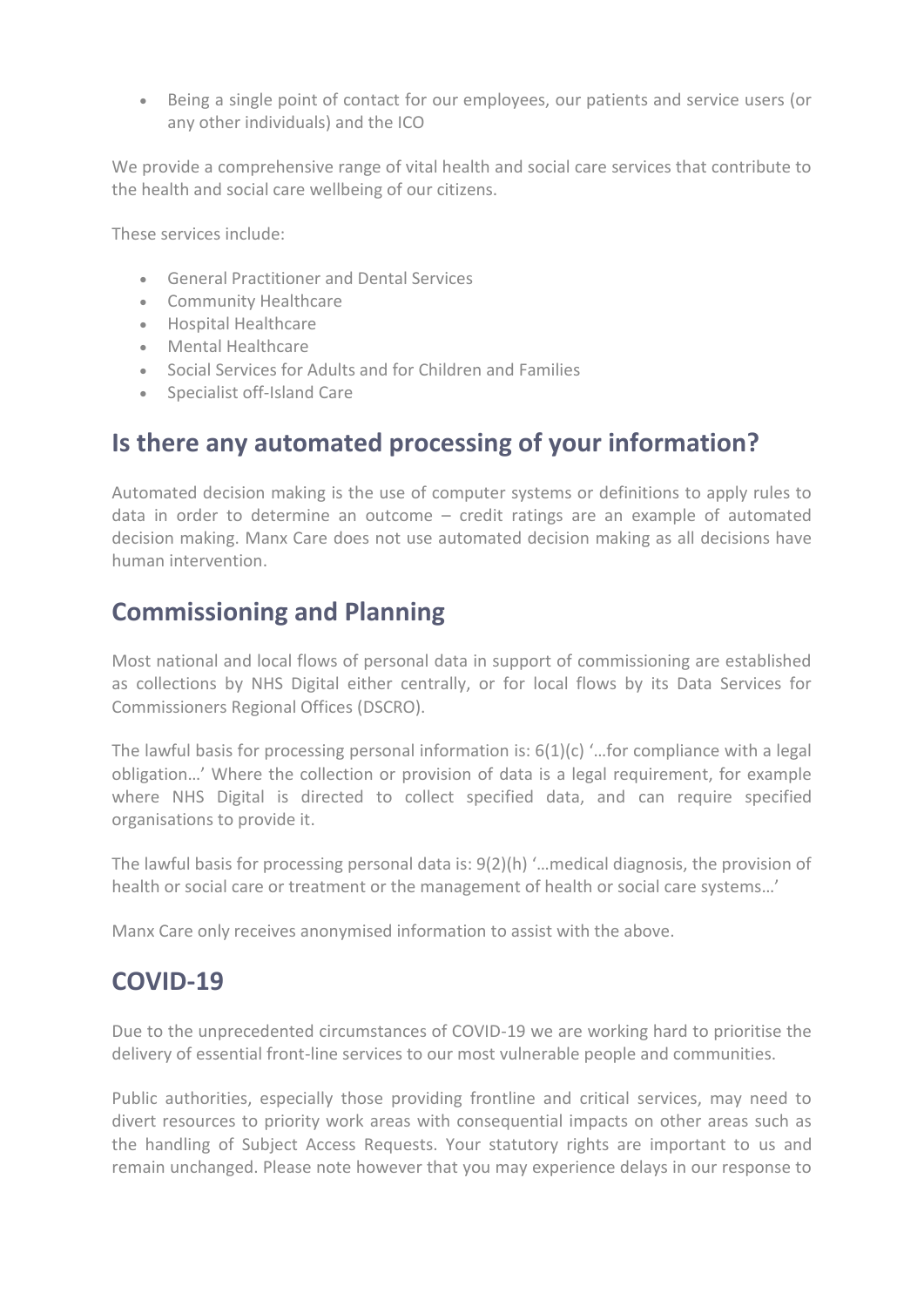- Being a single point of contact for our employees, our patients and service users (or any other individuals) and the ICO

We provide a comprehensive range of vital health and social care services that contribute to the health and social care wellbeing of our citizens.

These services include:

- General Practitioner and Dental Services
- Community Healthcare
- Hospital Healthcare
- Mental Healthcare
- Social Services for Adults and for Children and Families
- Specialist off-Island Care

## Is there any automated processing of your information?

Automated decision making is the use of computer systems or definitions to apply rules to data in order to determine an outcome – credit ratings are an example of automated decision making. Manx Care does not use automated decision making as all decisions have human intervention.

## Commissioning and Planning

Most national and local flows of personal data in support of commissioning are established as collections by NHS Digital either centrally, or for local flows by its Data Services for Commissioners Regional Offices (DSCRO).

The lawful basis for processing personal information is: 6(1)(c) '…for compliance with a legal obligation…' Where the collection or provision of data is a legal requirement, for example where NHS Digital is directed to collect specified data, and can require specified organisations to provide it.

The lawful basis for processing personal data is: 9(2)(h) '…medical diagnosis, the provision of health or social care or treatment or the management of health or social care systems…'

Manx Care only receives anonymised information to assist with the above.

## COVID-19

Due to the unprecedented circumstances of COVID-19 we are working hard to prioritise the delivery of essential front-line services to our most vulnerable people and communities.

Public authorities, especially those providing frontline and critical services, may need to divert resources to priority work areas with consequential impacts on other areas such as the handling of Subject Access Requests. Your statutory rights are important to us and remain unchanged. Please note however that you may experience delays in our response to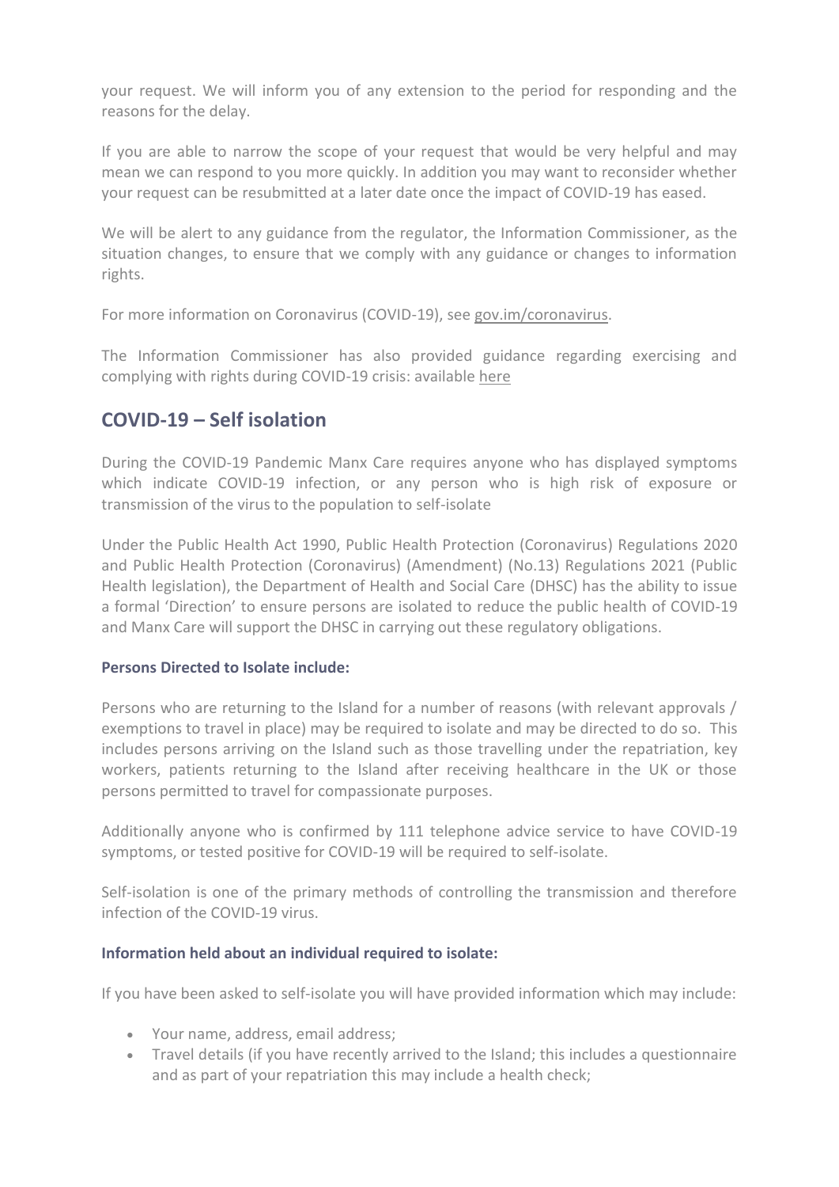your request. We will inform you of any extension to the period for responding and the reasons for the delay.

If you are able to narrow the scope of your request that would be very helpful and may mean we can respond to you more quickly. In addition you may want to reconsider whether your request can be resubmitted at a later date once the impact of COVID-19 has eased.

We will be alert to any guidance from the regulator, the Information Commissioner, as the situation changes, to ensure that we comply with any guidance or changes to information rights.

For more information on Coronavirus (COVID-19), see gov.im/coronavirus.

The Information Commissioner has also provided guidance regarding exercising and complying with rights during COVID-19 crisis: available here

## COVID-19 – Self isolation

During the COVID-19 Pandemic Manx Care requires anyone who has displayed symptoms which indicate COVID-19 infection, or any person who is high risk of exposure or transmission of the virus to the population to self-isolate

Under the Public Health Act 1990, Public Health Protection (Coronavirus) Regulations 2020 and Public Health Protection (Coronavirus) (Amendment) (No.13) Regulations 2021 (Public Health legislation), the Department of Health and Social Care (DHSC) has the ability to issue a formal 'Direction' to ensure persons are isolated to reduce the public health of COVID-19 and Manx Care will support the DHSC in carrying out these regulatory obligations.

**Persons Directed to Isolate include:**

Persons who are returning to the Island for a number of reasons (with relevant approvals / exemptions to travel in place) may be required to isolate and may be directed to do so. This includes persons arriving on the Island such as those travelling under the repatriation, key workers, patients returning to the Island after receiving healthcare in the UK or those persons permitted to travel for compassionate purposes.

Additionally anyone who is confirmed by 111 telephone advice service to have COVID-19 symptoms, or tested positive for COVID-19 will be required to self-isolate.

Self-isolation is one of the primary methods of controlling the transmission and therefore infection of the COVID-19 virus.

**Information held about an individual required to isolate:**

If you have been asked to self-isolate you will have provided information which may include:

- Your name, address, email address;
- Travel details (if you have recently arrived to the Island; this includes a questionnaire and as part of your repatriation this may include a health check;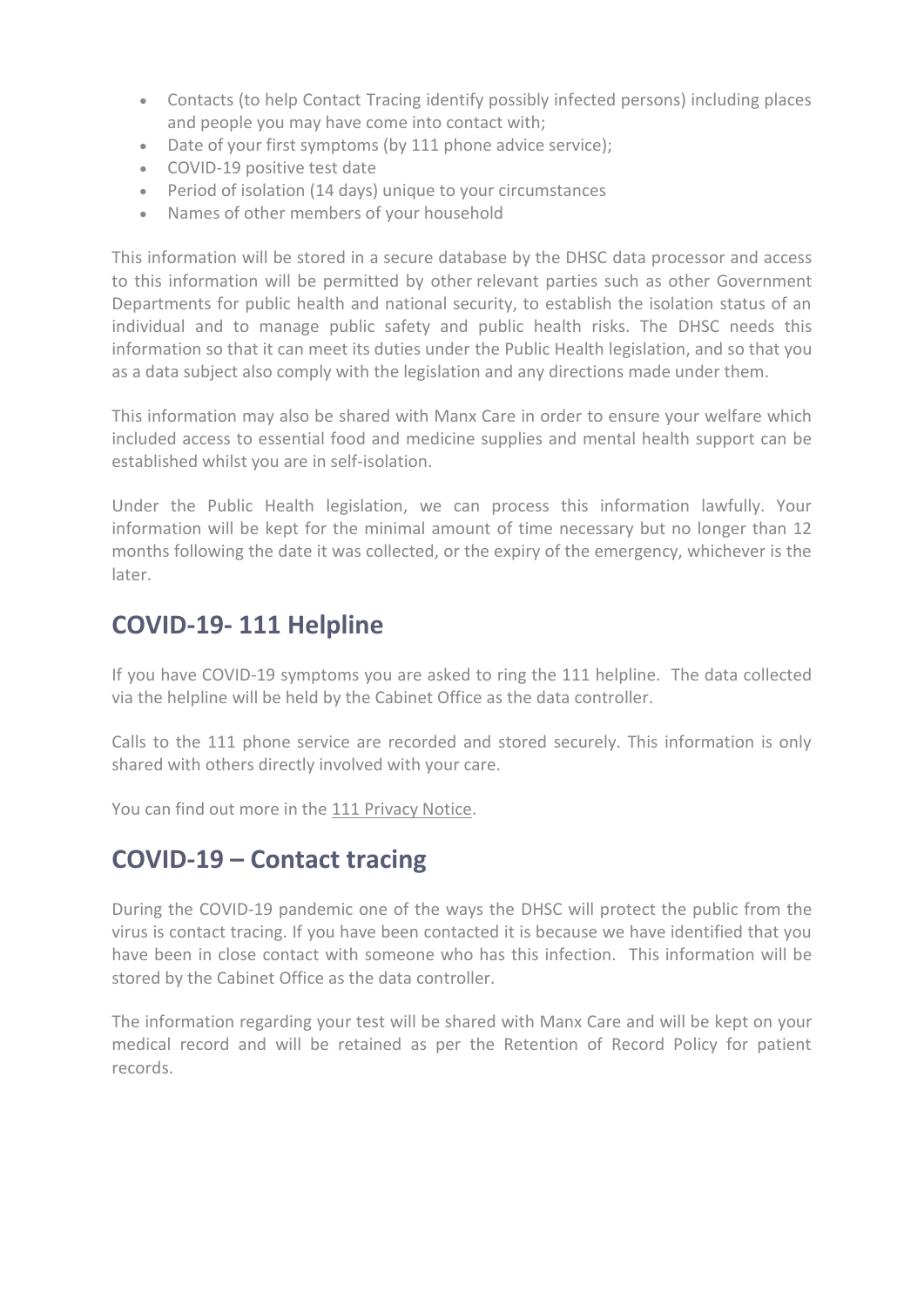- Contacts (to help Contact Tracing identify possibly infected persons) including places and people you may have come into contact with;
- Date of your first symptoms (by 111 phone advice service);
- COVID-19 positive test date
- Period of isolation (14 days) unique to your circumstances
- Names of other members of your household

This information will be stored in a secure database by the DHSC data processor and access to this information will be permitted by other relevant parties such as other Government Departments for public health and national security, to establish the isolation status of an individual and to manage public safety and public health risks. The DHSC needs this information so that it can meet its duties under the Public Health legislation, and so that you as a data subject also comply with the legislation and any directions made under them.

This information may also be shared with Manx Care in order to ensure your welfare which included access to essential food and medicine supplies and mental health support can be established whilst you are in self-isolation.

Under the Public Health legislation, we can process this information lawfully. Your information will be kept for the minimal amount of time necessary but no longer than 12 months following the date it was collected, or the expiry of the emergency, whichever is the later.

## COVID-19- 111 Helpline

If you have COVID-19 symptoms you are asked to ring the 111 helpline. The data collected via the helpline will be held by the Cabinet Office as the data controller.

Calls to the 111 phone service are recorded and stored securely. This information is only shared with others directly involved with your care.

You can find out more in the 111 Privacy Notice.

## COVID-19 – Contact tracing

During the COVID-19 pandemic one of the ways the DHSC will protect the public from the virus is contact tracing. If you have been contacted it is because we have identified that you have been in close contact with someone who has this infection. This information will be stored by the Cabinet Office as the data controller.

The information regarding your test will be shared with Manx Care and will be kept on your medical record and will be retained as per the Retention of Record Policy for patient records.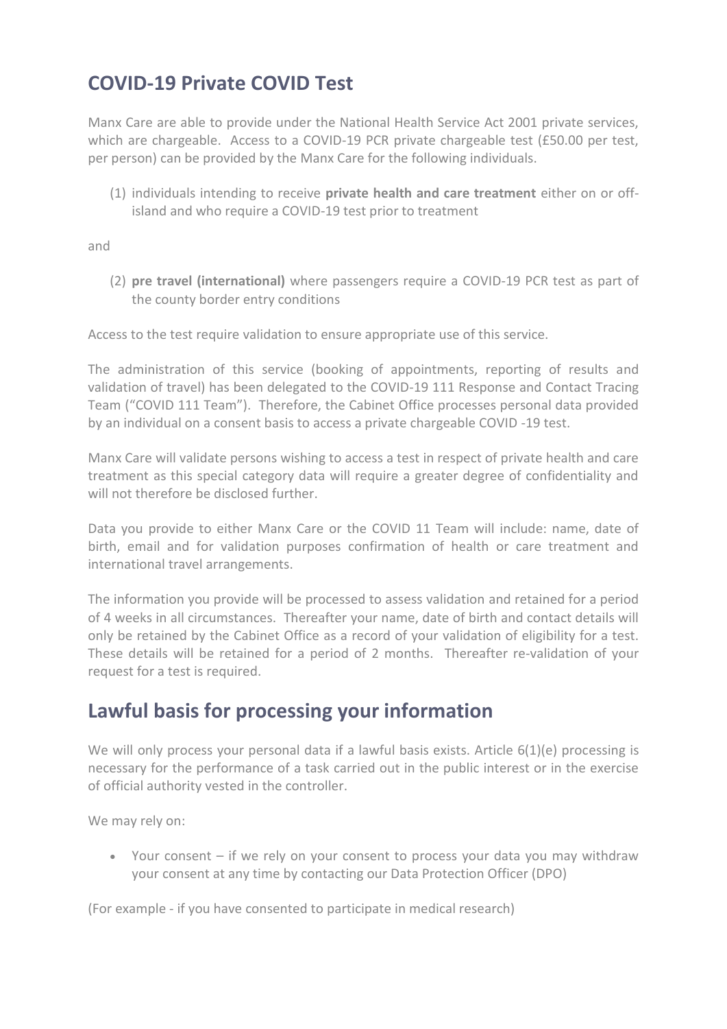## COVID-19 Private COVID Test

Manx Care are able to provide under the National Health Service Act 2001 private services, which are chargeable. Access to a COVID-19 PCR private chargeable test (£50.00 per test, per person) can be provided by the Manx Care for the following individuals.

(1) individuals intending to receive **private health and care treatment** either on or off-island and who require a COVID-19 test prior to treatment

and

(2) **pre travel (international)** where passengers require a COVID-19 PCR test as part of the county border entry conditions

Access to the test require validation to ensure appropriate use of this service.

The administration of this service (booking of appointments, reporting of results and validation of travel) has been delegated to the COVID-19 111 Response and Contact Tracing Team ("COVID 111 Team"). Therefore, the Cabinet Office processes personal data provided by an individual on a consent basis to access a private chargeable COVID -19 test.

Manx Care will validate persons wishing to access a test in respect of private health and care treatment as this special category data will require a greater degree of confidentiality and will not therefore be disclosed further.

Data you provide to either Manx Care or the COVID 11 Team will include: name, date of birth, email and for validation purposes confirmation of health or care treatment and international travel arrangements.

The information you provide will be processed to assess validation and retained for a period of 4 weeks in all circumstances. Thereafter your name, date of birth and contact details will only be retained by the Cabinet Office as a record of your validation of eligibility for a test. These details will be retained for a period of 2 months. Thereafter re-validation of your request for a test is required.

## Lawful basis for processing your information

We will only process your personal data if a lawful basis exists. Article 6(1)(e) processing is necessary for the performance of a task carried out in the public interest or in the exercise of official authority vested in the controller.

We may rely on:

- Your consent – if we rely on your consent to process your data you may withdraw your consent at any time by contacting our Data Protection Officer (DPO)

(For example - if you have consented to participate in medical research)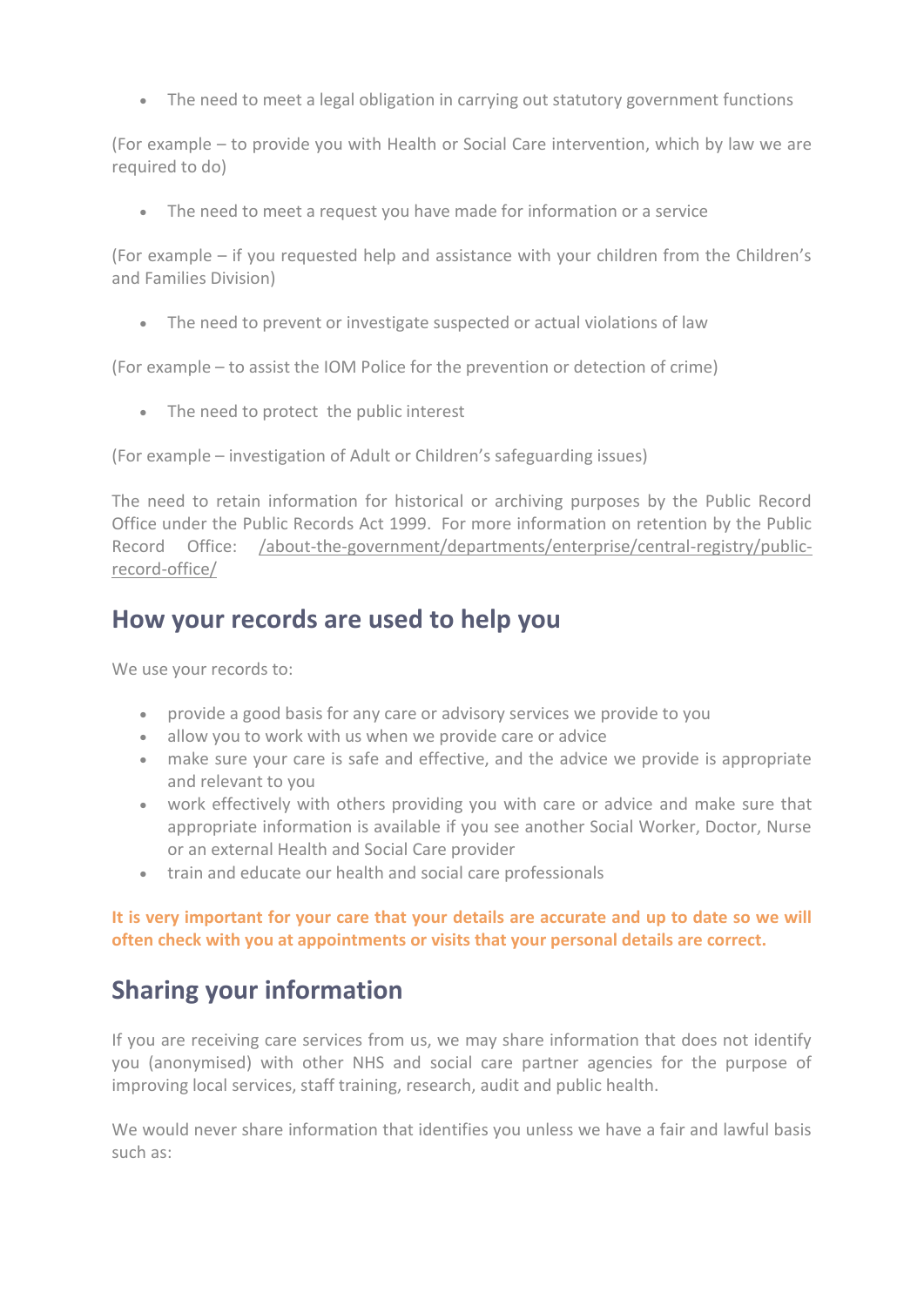- The need to meet a legal obligation in carrying out statutory government functions

(For example – to provide you with Health or Social Care intervention, which by law we are required to do)

- The need to meet a request you have made for information or a service

(For example – if you requested help and assistance with your children from the Children's and Families Division)

- The need to prevent or investigate suspected or actual violations of law

(For example – to assist the IOM Police for the prevention or detection of crime)

- The need to protect the public interest

(For example – investigation of Adult or Children's safeguarding issues)

The need to retain information for historical or archiving purposes by the Public Record Office under the Public Records Act 1999. For more information on retention by the Public Record Office: /about-the-government/departments/enterprise/central-registry/public-record-office/

## How your records are used to help you

We use your records to:

- provide a good basis for any care or advisory services we provide to you
- allow you to work with us when we provide care or advice
- make sure your care is safe and effective, and the advice we provide is appropriate and relevant to you
- work effectively with others providing you with care or advice and make sure that appropriate information is available if you see another Social Worker, Doctor, Nurse or an external Health and Social Care provider
- train and educate our health and social care professionals

**It is very important for your care that your details are accurate and up to date so we will often check with you at appointments or visits that your personal details are correct.**

## Sharing your information

If you are receiving care services from us, we may share information that does not identify you (anonymised) with other NHS and social care partner agencies for the purpose of improving local services, staff training, research, audit and public health.

We would never share information that identifies you unless we have a fair and lawful basis such as: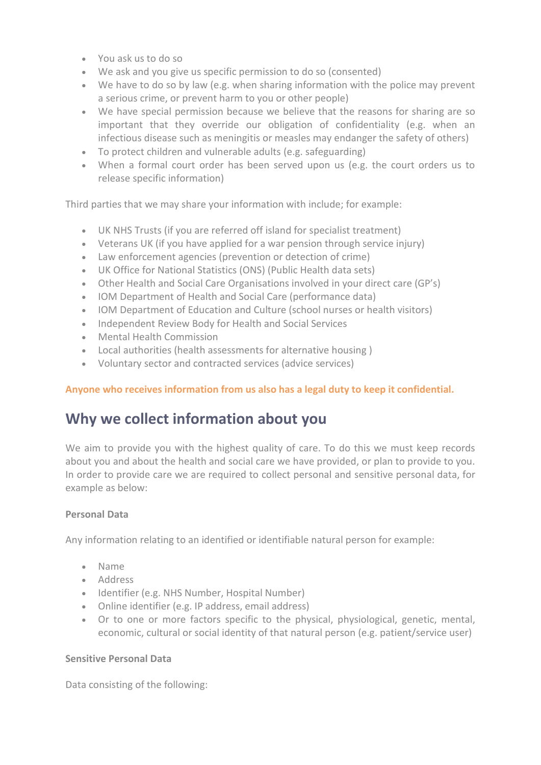- You ask us to do so
- We ask and you give us specific permission to do so (consented)
- We have to do so by law (e.g. when sharing information with the police may prevent a serious crime, or prevent harm to you or other people)
- We have special permission because we believe that the reasons for sharing are so important that they override our obligation of confidentiality (e.g. when an infectious disease such as meningitis or measles may endanger the safety of others)
- To protect children and vulnerable adults (e.g. safeguarding)
- When a formal court order has been served upon us (e.g. the court orders us to release specific information)

Third parties that we may share your information with include; for example:

- UK NHS Trusts (if you are referred off island for specialist treatment)
- Veterans UK (if you have applied for a war pension through service injury)
- Law enforcement agencies (prevention or detection of crime)
- UK Office for National Statistics (ONS) (Public Health data sets)
- Other Health and Social Care Organisations involved in your direct care (GP's)
- IOM Department of Health and Social Care (performance data)
- IOM Department of Education and Culture (school nurses or health visitors)
- Independent Review Body for Health and Social Services
- Mental Health Commission
- Local authorities (health assessments for alternative housing )
- Voluntary sector and contracted services (advice services)

**Anyone who receives information from us also has a legal duty to keep it confidential.**

## Why we collect information about you

We aim to provide you with the highest quality of care. To do this we must keep records about you and about the health and social care we have provided, or plan to provide to you. In order to provide care we are required to collect personal and sensitive personal data, for example as below:

**Personal Data**

Any information relating to an identified or identifiable natural person for example:

- Name
- Address
- Identifier (e.g. NHS Number, Hospital Number)
- Online identifier (e.g. IP address, email address)
- Or to one or more factors specific to the physical, physiological, genetic, mental, economic, cultural or social identity of that natural person (e.g. patient/service user)

**Sensitive Personal Data**

Data consisting of the following: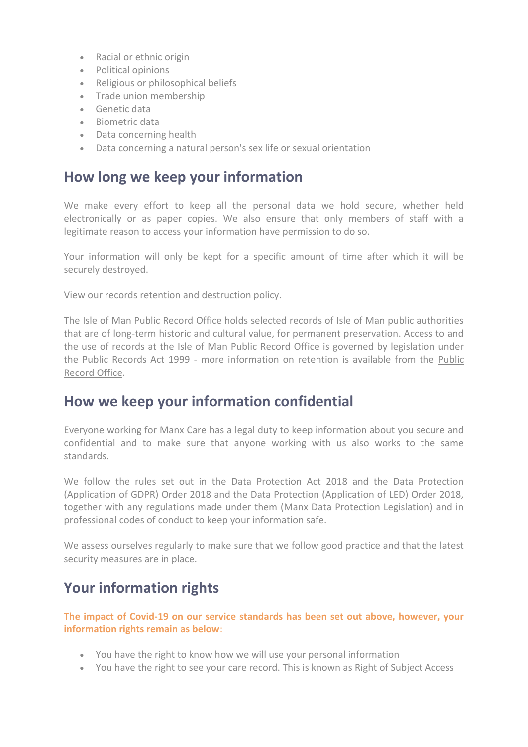- Racial or ethnic origin
- Political opinions
- Religious or philosophical beliefs
- Trade union membership
- Genetic data
- Biometric data
- Data concerning health
- Data concerning a natural person's sex life or sexual orientation

## How long we keep your information

We make every effort to keep all the personal data we hold secure, whether held electronically or as paper copies. We also ensure that only members of staff with a legitimate reason to access your information have permission to do so.

Your information will only be kept for a specific amount of time after which it will be securely destroyed.

View our records retention and destruction policy.

The Isle of Man Public Record Office holds selected records of Isle of Man public authorities that are of long-term historic and cultural value, for permanent preservation. Access to and the use of records at the Isle of Man Public Record Office is governed by legislation under the Public Records Act 1999 - more information on retention is available from the Public Record Office.

## How we keep your information confidential

Everyone working for Manx Care has a legal duty to keep information about you secure and confidential and to make sure that anyone working with us also works to the same standards.

We follow the rules set out in the Data Protection Act 2018 and the Data Protection (Application of GDPR) Order 2018 and the Data Protection (Application of LED) Order 2018, together with any regulations made under them (Manx Data Protection Legislation) and in professional codes of conduct to keep your information safe.

We assess ourselves regularly to make sure that we follow good practice and that the latest security measures are in place.

## Your information rights

**The impact of Covid-19 on our service standards has been set out above, however, your information rights remain as below**:

- You have the right to know how we will use your personal information
- You have the right to see your care record. This is known as Right of Subject Access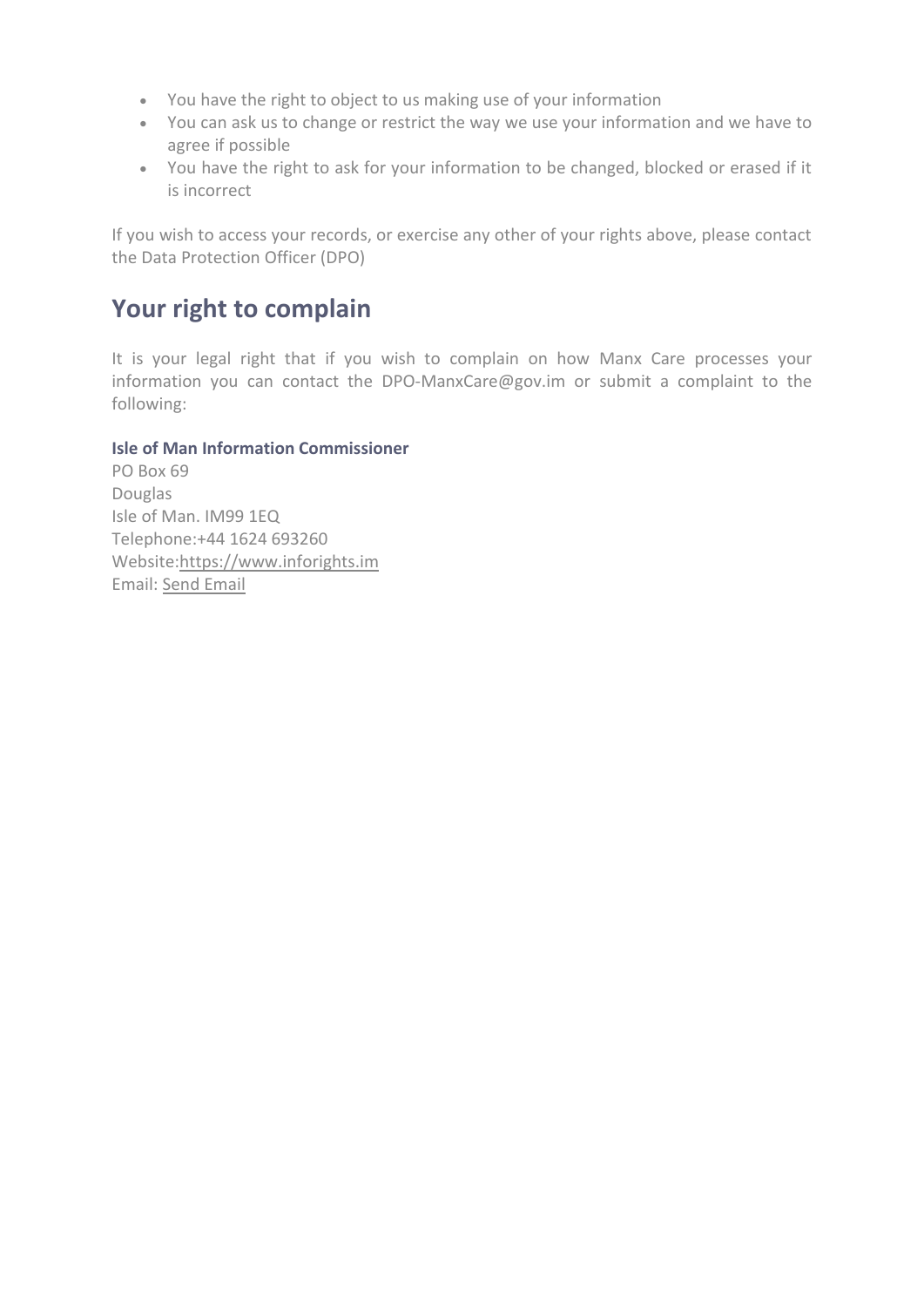- You have the right to object to us making use of your information
- You can ask us to change or restrict the way we use your information and we have to agree if possible
- You have the right to ask for your information to be changed, blocked or erased if it is incorrect

If you wish to access your records, or exercise any other of your rights above, please contact the Data Protection Officer (DPO)

## Your right to complain

It is your legal right that if you wish to complain on how Manx Care processes your information you can contact the DPO-ManxCare@gov.im or submit a complaint to the following:

**Isle of Man Information Commissioner**
PO Box 69
Douglas
Isle of Man. IM99 1EQ
Telephone:+44 1624 693260
Website:https://www.inforights.im
Email: Send Email